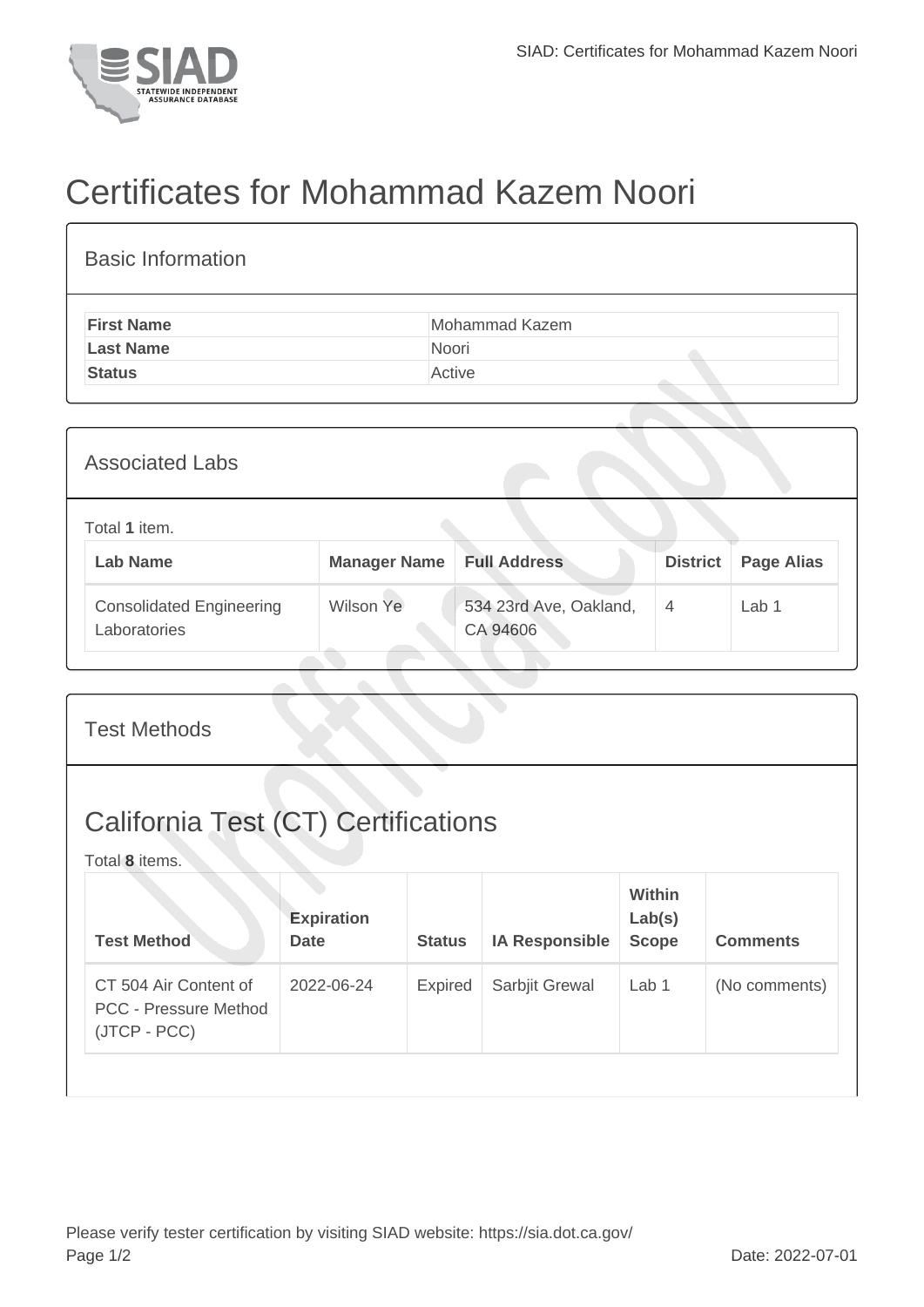# Certificates for Mohammad Kazem Noori

## Basic Information

| First Name | Mohammad Kazem |
|---|---|
| Last Name | Noori |
| Status | Active |

## Associated Labs

Total **1** item.

| Lab Name | Manager Name | Full Address | District | Page Alias |
|---|---|---|---|---|
| Consolidated Engineering Laboratories | Wilson Ye | 534 23rd Ave, Oakland, CA 94606 | 4 | Lab 1 |

## Test Methods

## California Test (CT) Certifications

Total **8** items.

| Test Method | Expiration Date | Status | IA Responsible | Within Lab(s) Scope | Comments |
|---|---|---|---|---|---|
| CT 504 Air Content of PCC - Pressure Method (JTCP - PCC) | 2022-06-24 | Expired | Sarbjit Grewal | Lab 1 | (No comments) |

Please verify tester certification by visiting SIAD website: https://sia.dot.ca.gov/

Date: 2022-07-01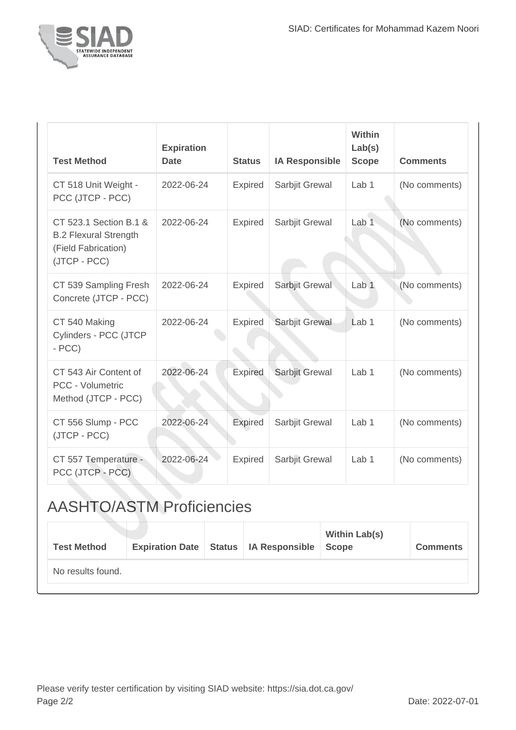| Test Method | Expiration Date | Status | IA Responsible | Within Lab(s) Scope | Comments |
| --- | --- | --- | --- | --- | --- |
| CT 518 Unit Weight - PCC (JTCP - PCC) | 2022-06-24 | Expired | Sarbjit Grewal | Lab 1 | (No comments) |
| CT 523.1 Section B.1 & B.2 Flexural Strength (Field Fabrication) (JTCP - PCC) | 2022-06-24 | Expired | Sarbjit Grewal | Lab 1 | (No comments) |
| CT 539 Sampling Fresh Concrete (JTCP - PCC) | 2022-06-24 | Expired | Sarbjit Grewal | Lab 1 | (No comments) |
| CT 540 Making Cylinders - PCC (JTCP - PCC) | 2022-06-24 | Expired | Sarbjit Grewal | Lab 1 | (No comments) |
| CT 543 Air Content of PCC - Volumetric Method (JTCP - PCC) | 2022-06-24 | Expired | Sarbjit Grewal | Lab 1 | (No comments) |
| CT 556 Slump - PCC (JTCP - PCC) | 2022-06-24 | Expired | Sarbjit Grewal | Lab 1 | (No comments) |
| CT 557 Temperature - PCC (JTCP - PCC) | 2022-06-24 | Expired | Sarbjit Grewal | Lab 1 | (No comments) |

## AASHTO/ASTM Proficiencies

| Test Method | Expiration Date | Status | IA Responsible | Within Lab(s) Scope | Comments |
| --- | --- | --- | --- | --- | --- |
| No results found. | | | | | |

Please verify tester certification by visiting SIAD website: https://sia.dot.ca.gov/

Date: 2022-07-01